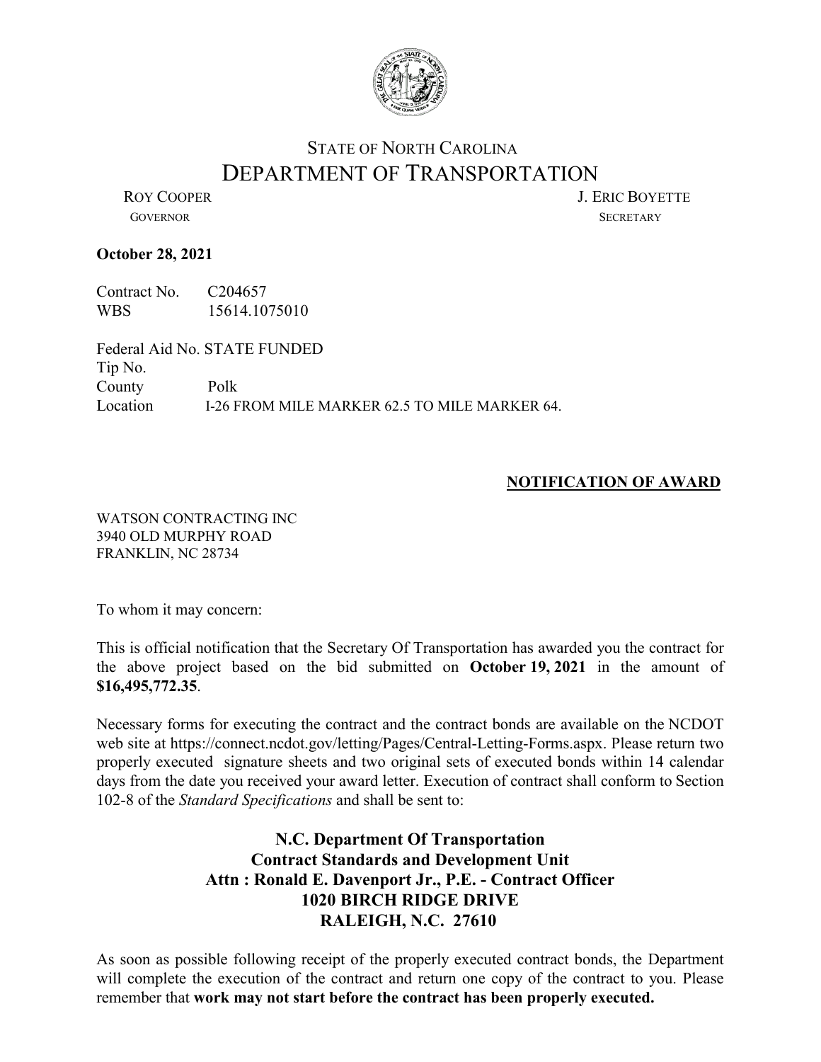STATE OF NORTH CAROLINA

# DEPARTMENT OF TRANSPORTATION

ROY COOPER
GOVERNOR

J. ERIC BOYETTE
SECRETARY

**October 28, 2021**

Contract No. C204657
WBS 15614.1075010

Federal Aid No. STATE FUNDED
Tip No.
County Polk
Location I-26 FROM MILE MARKER 62.5 TO MILE MARKER 64.

**NOTIFICATION OF AWARD**

WATSON CONTRACTING INC
3940 OLD MURPHY ROAD
FRANKLIN, NC 28734

To whom it may concern:

This is official notification that the Secretary Of Transportation has awarded you the contract for the above project based on the bid submitted on **October 19, 2021** in the amount of **$16,495,772.35**.

Necessary forms for executing the contract and the contract bonds are available on the NCDOT web site at https://connect.ncdot.gov/letting/Pages/Central-Letting-Forms.aspx. Please return two properly executed signature sheets and two original sets of executed bonds within 14 calendar days from the date you received your award letter. Execution of contract shall conform to Section 102-8 of the *Standard Specifications* and shall be sent to:

**N.C. Department Of Transportation**
**Contract Standards and Development Unit**
**Attn : Ronald E. Davenport Jr., P.E. - Contract Officer**
**1020 BIRCH RIDGE DRIVE**
**RALEIGH, N.C. 27610**

As soon as possible following receipt of the properly executed contract bonds, the Department will complete the execution of the contract and return one copy of the contract to you. Please remember that **work may not start before the contract has been properly executed.**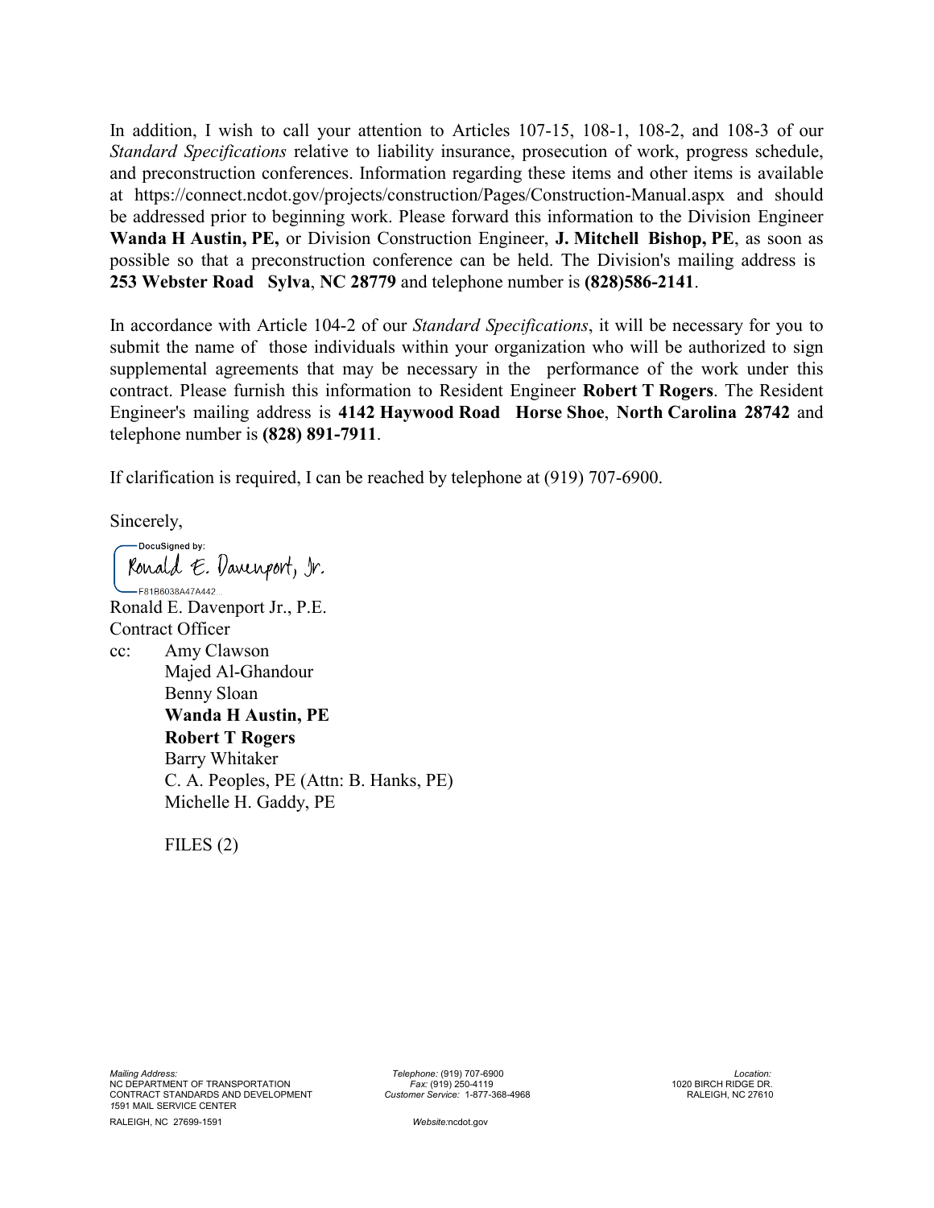In addition, I wish to call your attention to Articles 107-15, 108-1, 108-2, and 108-3 of our *Standard Specifications* relative to liability insurance, prosecution of work, progress schedule, and preconstruction conferences. Information regarding these items and other items is available at https://connect.ncdot.gov/projects/construction/Pages/Construction-Manual.aspx and should be addressed prior to beginning work. Please forward this information to the Division Engineer **Wanda H Austin, PE,** or Division Construction Engineer, **J. Mitchell Bishop, PE**, as soon as possible so that a preconstruction conference can be held. The Division's mailing address is **253 Webster Road Sylva**, **NC 28779** and telephone number is **(828)586-2141**.

In accordance with Article 104-2 of our *Standard Specifications*, it will be necessary for you to submit the name of those individuals within your organization who will be authorized to sign supplemental agreements that may be necessary in the performance of the work under this contract. Please furnish this information to Resident Engineer **Robert T Rogers**. The Resident Engineer's mailing address is **4142 Haywood Road Horse Shoe**, **North Carolina 28742** and telephone number is **(828) 891-7911**.

If clarification is required, I can be reached by telephone at (919) 707-6900.

Sincerely,

DocuSigned by:
Ronald E. Davenport, Jr.
F81B6038A47A442...

Ronald E. Davenport Jr., P.E.
Contract Officer

cc: Amy Clawson
Majed Al-Ghandour
Benny Sloan
**Wanda H Austin, PE**
**Robert T Rogers**
Barry Whitaker
C. A. Peoples, PE (Attn: B. Hanks, PE)
Michelle H. Gaddy, PE

FILES (2)

*Mailing Address:*
NC DEPARTMENT OF TRANSPORTATION
CONTRACT STANDARDS AND DEVELOPMENT
1591 MAIL SERVICE CENTER
RALEIGH, NC 27699-1591

*Telephone:* (919) 707-6900
*Fax:* (919) 250-4119
*Customer Service:* 1-877-368-4968
*Website:* ncdot.gov

*Location:*
1020 BIRCH RIDGE DR.
RALEIGH, NC 27610